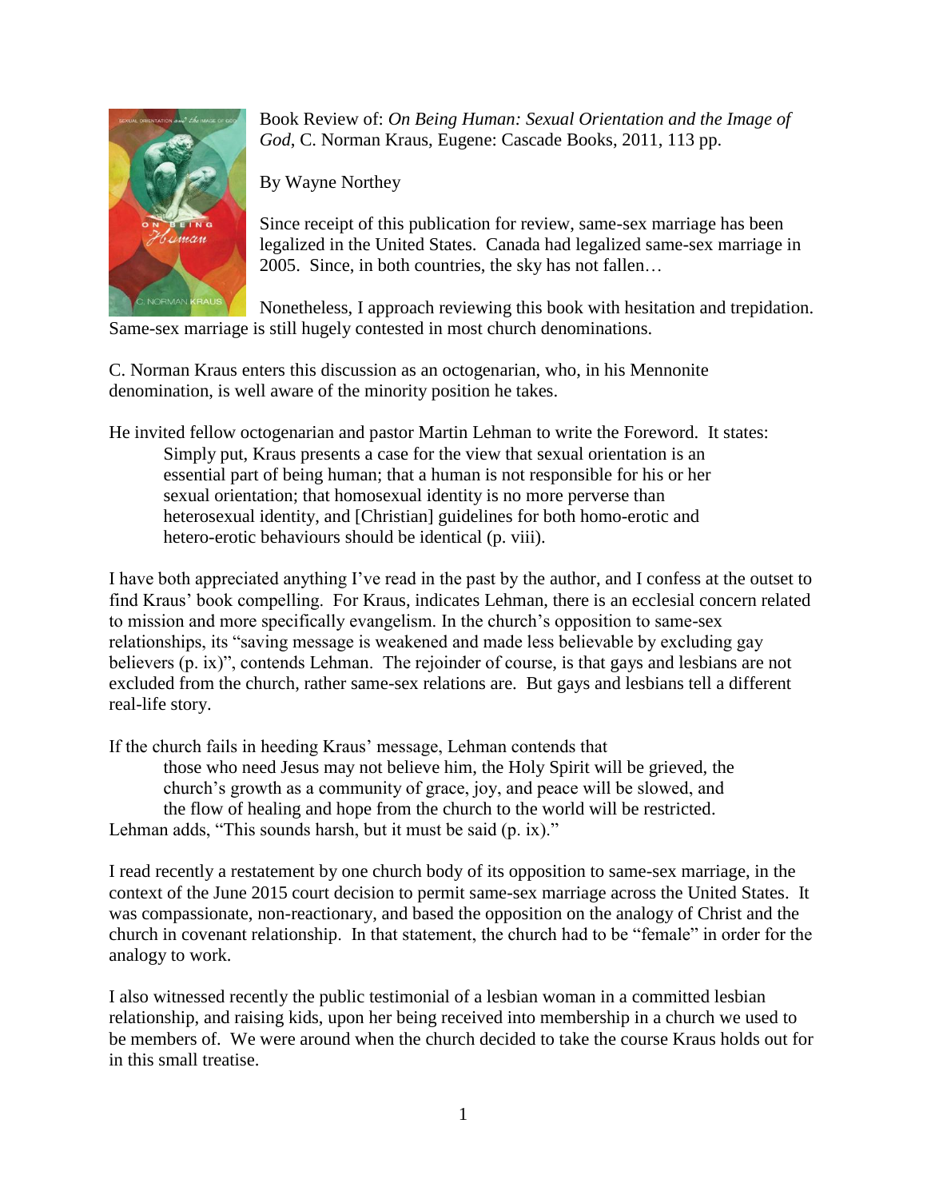Book Review of: *On Being Human: Sexual Orientation and the Image of God*, C. Norman Kraus, Eugene: Cascade Books, 2011, 113 pp.

By Wayne Northey

Since receipt of this publication for review, same-sex marriage has been legalized in the United States. Canada had legalized same-sex marriage in 2005. Since, in both countries, the sky has not fallen…

Nonetheless, I approach reviewing this book with hesitation and trepidation. Same-sex marriage is still hugely contested in most church denominations.

C. Norman Kraus enters this discussion as an octogenarian, who, in his Mennonite denomination, is well aware of the minority position he takes.

He invited fellow octogenarian and pastor Martin Lehman to write the Foreword. It states:

> Simply put, Kraus presents a case for the view that sexual orientation is an essential part of being human; that a human is not responsible for his or her sexual orientation; that homosexual identity is no more perverse than heterosexual identity, and [Christian] guidelines for both homo-erotic and hetero-erotic behaviours should be identical (p. viii).

I have both appreciated anything I've read in the past by the author, and I confess at the outset to find Kraus' book compelling. For Kraus, indicates Lehman, there is an ecclesial concern related to mission and more specifically evangelism. In the church's opposition to same-sex relationships, its "saving message is weakened and made less believable by excluding gay believers (p. ix)", contends Lehman. The rejoinder of course, is that gays and lesbians are not excluded from the church, rather same-sex relations are. But gays and lesbians tell a different real-life story.

If the church fails in heeding Kraus' message, Lehman contends that

> those who need Jesus may not believe him, the Holy Spirit will be grieved, the church's growth as a community of grace, joy, and peace will be slowed, and the flow of healing and hope from the church to the world will be restricted.

Lehman adds, "This sounds harsh, but it must be said (p. ix)."

I read recently a restatement by one church body of its opposition to same-sex marriage, in the context of the June 2015 court decision to permit same-sex marriage across the United States. It was compassionate, non-reactionary, and based the opposition on the analogy of Christ and the church in covenant relationship. In that statement, the church had to be "female" in order for the analogy to work.

I also witnessed recently the public testimonial of a lesbian woman in a committed lesbian relationship, and raising kids, upon her being received into membership in a church we used to be members of. We were around when the church decided to take the course Kraus holds out for in this small treatise.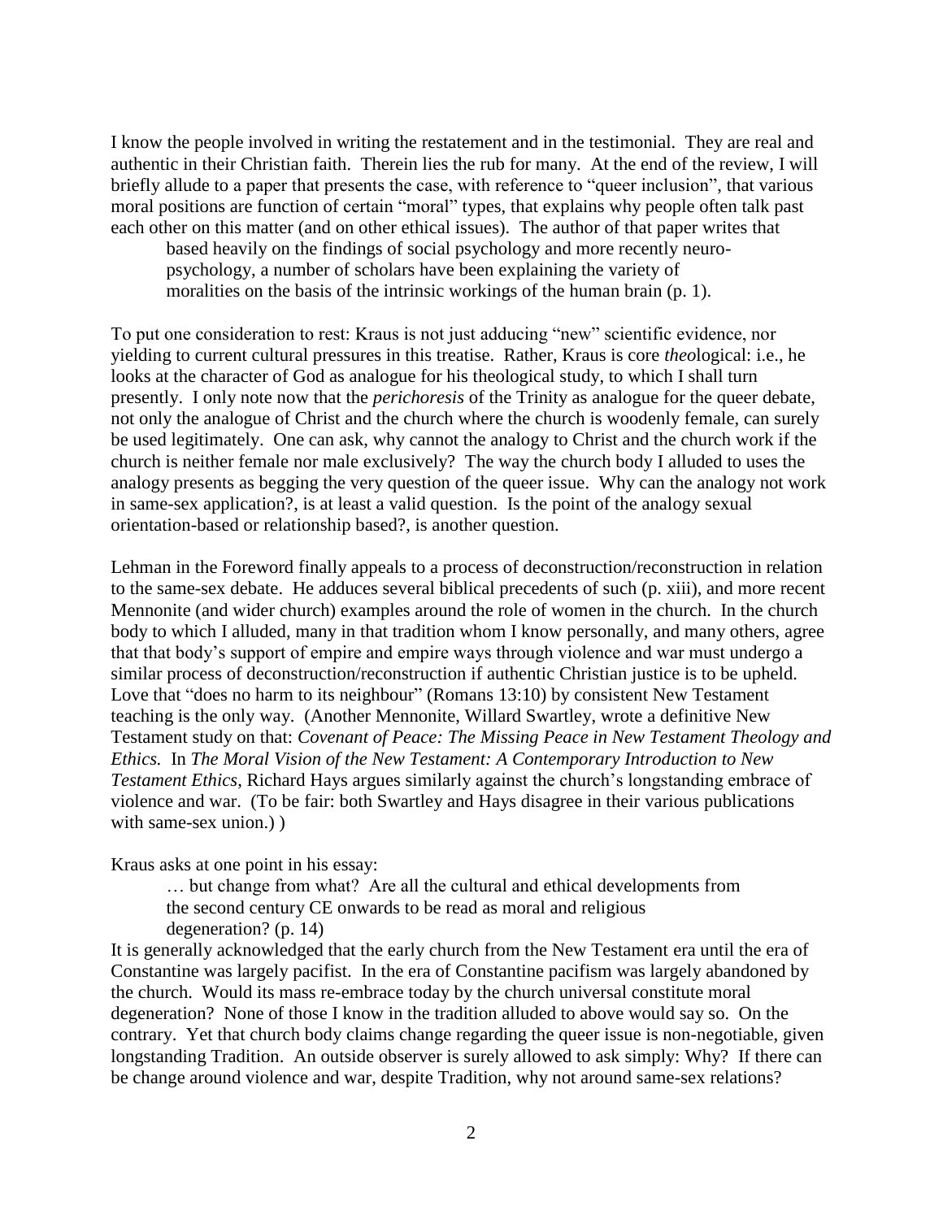I know the people involved in writing the restatement and in the testimonial. They are real and authentic in their Christian faith. Therein lies the rub for many. At the end of the review, I will briefly allude to a paper that presents the case, with reference to "queer inclusion", that various moral positions are function of certain "moral" types, that explains why people often talk past each other on this matter (and on other ethical issues). The author of that paper writes that

> based heavily on the findings of social psychology and more recently neuro-psychology, a number of scholars have been explaining the variety of moralities on the basis of the intrinsic workings of the human brain (p. 1).

To put one consideration to rest: Kraus is not just adducing "new" scientific evidence, nor yielding to current cultural pressures in this treatise. Rather, Kraus is core *theo*logical: i.e., he looks at the character of God as analogue for his theological study, to which I shall turn presently. I only note now that the *perichoresis* of the Trinity as analogue for the queer debate, not only the analogue of Christ and the church where the church is woodenly female, can surely be used legitimately. One can ask, why cannot the analogy to Christ and the church work if the church is neither female nor male exclusively? The way the church body I alluded to uses the analogy presents as begging the very question of the queer issue. Why can the analogy not work in same-sex application?, is at least a valid question. Is the point of the analogy sexual orientation-based or relationship based?, is another question.

Lehman in the Foreword finally appeals to a process of deconstruction/reconstruction in relation to the same-sex debate. He adduces several biblical precedents of such (p. xiii), and more recent Mennonite (and wider church) examples around the role of women in the church. In the church body to which I alluded, many in that tradition whom I know personally, and many others, agree that that body's support of empire and empire ways through violence and war must undergo a similar process of deconstruction/reconstruction if authentic Christian justice is to be upheld. Love that "does no harm to its neighbour" (Romans 13:10) by consistent New Testament teaching is the only way. (Another Mennonite, Willard Swartley, wrote a definitive New Testament study on that: *Covenant of Peace: The Missing Peace in New Testament Theology and Ethics.* In *The Moral Vision of the New Testament: A Contemporary Introduction to New Testament Ethics*, Richard Hays argues similarly against the church's longstanding embrace of violence and war. (To be fair: both Swartley and Hays disagree in their various publications with same-sex union.) )

Kraus asks at one point in his essay:

> … but change from what? Are all the cultural and ethical developments from the second century CE onwards to be read as moral and religious degeneration? (p. 14)

It is generally acknowledged that the early church from the New Testament era until the era of Constantine was largely pacifist. In the era of Constantine pacifism was largely abandoned by the church. Would its mass re-embrace today by the church universal constitute moral degeneration? None of those I know in the tradition alluded to above would say so. On the contrary. Yet that church body claims change regarding the queer issue is non-negotiable, given longstanding Tradition. An outside observer is surely allowed to ask simply: Why? If there can be change around violence and war, despite Tradition, why not around same-sex relations?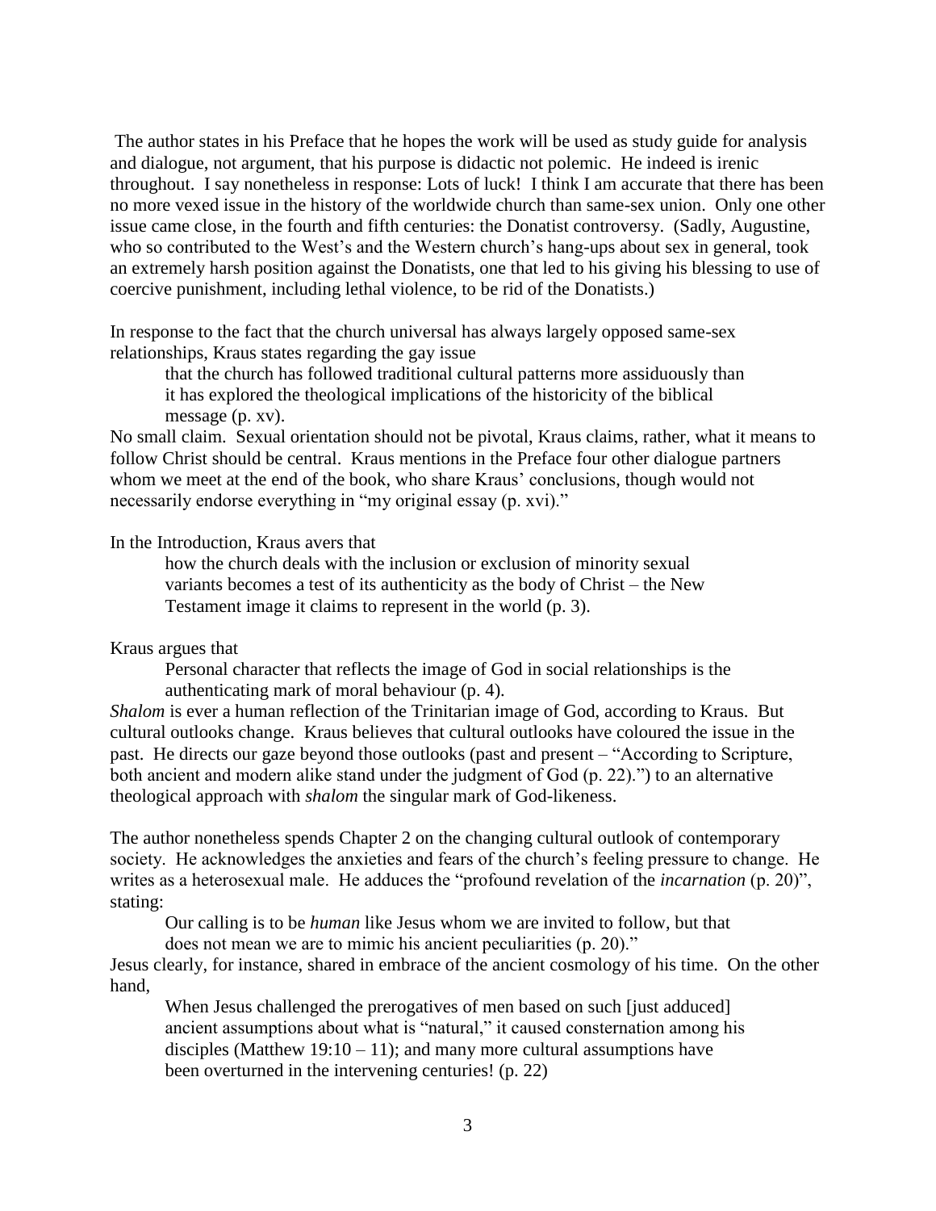The author states in his Preface that he hopes the work will be used as study guide for analysis and dialogue, not argument, that his purpose is didactic not polemic. He indeed is irenic throughout. I say nonetheless in response: Lots of luck! I think I am accurate that there has been no more vexed issue in the history of the worldwide church than same-sex union. Only one other issue came close, in the fourth and fifth centuries: the Donatist controversy. (Sadly, Augustine, who so contributed to the West's and the Western church's hang-ups about sex in general, took an extremely harsh position against the Donatists, one that led to his giving his blessing to use of coercive punishment, including lethal violence, to be rid of the Donatists.)

In response to the fact that the church universal has always largely opposed same-sex relationships, Kraus states regarding the gay issue

> that the church has followed traditional cultural patterns more assiduously than it has explored the theological implications of the historicity of the biblical message (p. xv).

No small claim. Sexual orientation should not be pivotal, Kraus claims, rather, what it means to follow Christ should be central. Kraus mentions in the Preface four other dialogue partners whom we meet at the end of the book, who share Kraus' conclusions, though would not necessarily endorse everything in "my original essay (p. xvi)."

In the Introduction, Kraus avers that

> how the church deals with the inclusion or exclusion of minority sexual variants becomes a test of its authenticity as the body of Christ – the New Testament image it claims to represent in the world (p. 3).

Kraus argues that

> Personal character that reflects the image of God in social relationships is the authenticating mark of moral behaviour (p. 4).

*Shalom* is ever a human reflection of the Trinitarian image of God, according to Kraus. But cultural outlooks change. Kraus believes that cultural outlooks have coloured the issue in the past. He directs our gaze beyond those outlooks (past and present – "According to Scripture, both ancient and modern alike stand under the judgment of God (p. 22).") to an alternative theological approach with *shalom* the singular mark of God-likeness.

The author nonetheless spends Chapter 2 on the changing cultural outlook of contemporary society. He acknowledges the anxieties and fears of the church's feeling pressure to change. He writes as a heterosexual male. He adduces the "profound revelation of the *incarnation* (p. 20)", stating:

> Our calling is to be *human* like Jesus whom we are invited to follow, but that does not mean we are to mimic his ancient peculiarities (p. 20)."

Jesus clearly, for instance, shared in embrace of the ancient cosmology of his time. On the other hand,

> When Jesus challenged the prerogatives of men based on such [just adduced] ancient assumptions about what is "natural," it caused consternation among his disciples (Matthew 19:10 – 11); and many more cultural assumptions have been overturned in the intervening centuries! (p. 22)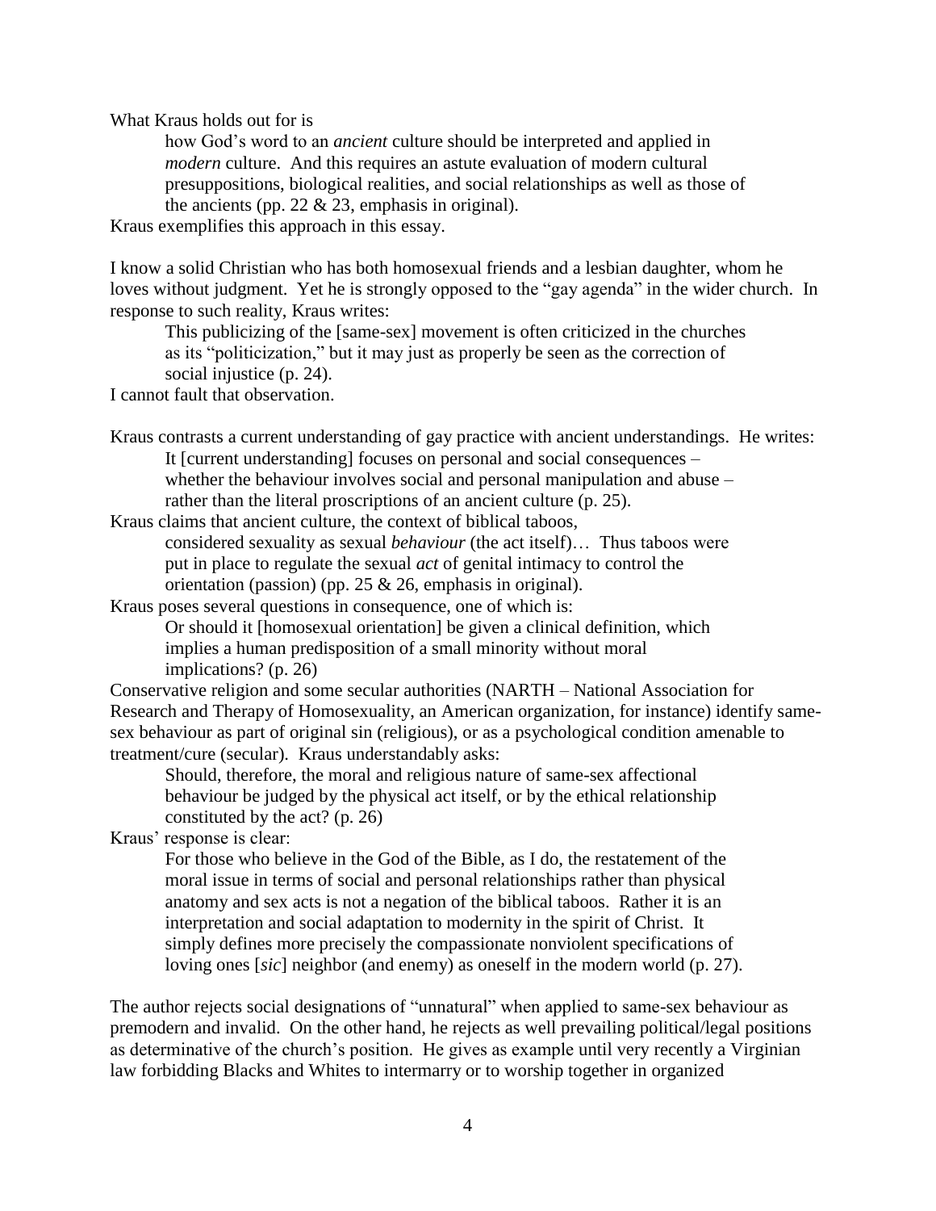What Kraus holds out for is

> how God's word to an *ancient* culture should be interpreted and applied in *modern* culture. And this requires an astute evaluation of modern cultural presuppositions, biological realities, and social relationships as well as those of the ancients (pp. 22 & 23, emphasis in original).

Kraus exemplifies this approach in this essay.

I know a solid Christian who has both homosexual friends and a lesbian daughter, whom he loves without judgment. Yet he is strongly opposed to the "gay agenda" in the wider church. In response to such reality, Kraus writes:

> This publicizing of the [same-sex] movement is often criticized in the churches as its "politicization," but it may just as properly be seen as the correction of social injustice (p. 24).

I cannot fault that observation.

Kraus contrasts a current understanding of gay practice with ancient understandings. He writes:

> It [current understanding] focuses on personal and social consequences – whether the behaviour involves social and personal manipulation and abuse – rather than the literal proscriptions of an ancient culture (p. 25).

Kraus claims that ancient culture, the context of biblical taboos,

> considered sexuality as sexual *behaviour* (the act itself)… Thus taboos were put in place to regulate the sexual *act* of genital intimacy to control the orientation (passion) (pp. 25 & 26, emphasis in original).

Kraus poses several questions in consequence, one of which is:

> Or should it [homosexual orientation] be given a clinical definition, which implies a human predisposition of a small minority without moral implications? (p. 26)

Conservative religion and some secular authorities (NARTH – National Association for Research and Therapy of Homosexuality, an American organization, for instance) identify same-sex behaviour as part of original sin (religious), or as a psychological condition amenable to treatment/cure (secular). Kraus understandably asks:

> Should, therefore, the moral and religious nature of same-sex affectional behaviour be judged by the physical act itself, or by the ethical relationship constituted by the act? (p. 26)

Kraus' response is clear:

> For those who believe in the God of the Bible, as I do, the restatement of the moral issue in terms of social and personal relationships rather than physical anatomy and sex acts is not a negation of the biblical taboos. Rather it is an interpretation and social adaptation to modernity in the spirit of Christ. It simply defines more precisely the compassionate nonviolent specifications of loving ones [*sic*] neighbor (and enemy) as oneself in the modern world (p. 27).

The author rejects social designations of "unnatural" when applied to same-sex behaviour as premodern and invalid. On the other hand, he rejects as well prevailing political/legal positions as determinative of the church's position. He gives as example until very recently a Virginian law forbidding Blacks and Whites to intermarry or to worship together in organized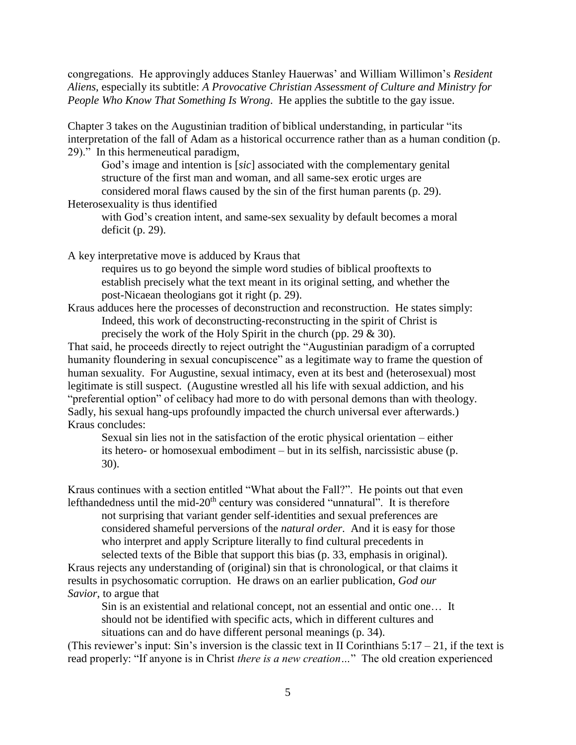congregations. He approvingly adduces Stanley Hauerwas' and William Willimon's *Resident Aliens*, especially its subtitle: *A Provocative Christian Assessment of Culture and Ministry for People Who Know That Something Is Wrong*. He applies the subtitle to the gay issue.

Chapter 3 takes on the Augustinian tradition of biblical understanding, in particular "its interpretation of the fall of Adam as a historical occurrence rather than as a human condition (p. 29)." In this hermeneutical paradigm,

> God's image and intention is [*sic*] associated with the complementary genital structure of the first man and woman, and all same-sex erotic urges are considered moral flaws caused by the sin of the first human parents (p. 29).

Heterosexuality is thus identified

> with God's creation intent, and same-sex sexuality by default becomes a moral deficit (p. 29).

A key interpretative move is adduced by Kraus that

> requires us to go beyond the simple word studies of biblical prooftexts to establish precisely what the text meant in its original setting, and whether the post-Nicaean theologians got it right (p. 29).

Kraus adduces here the processes of deconstruction and reconstruction. He states simply:

> Indeed, this work of deconstructing-reconstructing in the spirit of Christ is precisely the work of the Holy Spirit in the church (pp. 29 & 30).

That said, he proceeds directly to reject outright the "Augustinian paradigm of a corrupted humanity floundering in sexual concupiscence" as a legitimate way to frame the question of human sexuality. For Augustine, sexual intimacy, even at its best and (heterosexual) most legitimate is still suspect. (Augustine wrestled all his life with sexual addiction, and his "preferential option" of celibacy had more to do with personal demons than with theology. Sadly, his sexual hang-ups profoundly impacted the church universal ever afterwards.) Kraus concludes:

> Sexual sin lies not in the satisfaction of the erotic physical orientation – either its hetero- or homosexual embodiment – but in its selfish, narcissistic abuse (p. 30).

Kraus continues with a section entitled "What about the Fall?". He points out that even lefthandedness until the mid-20th century was considered "unnatural". It is therefore

> not surprising that variant gender self-identities and sexual preferences are considered shameful perversions of the *natural order*. And it is easy for those who interpret and apply Scripture literally to find cultural precedents in selected texts of the Bible that support this bias (p. 33, emphasis in original).

Kraus rejects any understanding of (original) sin that is chronological, or that claims it results in psychosomatic corruption. He draws on an earlier publication, *God our Savior*, to argue that

> Sin is an existential and relational concept, not an essential and ontic one… It should not be identified with specific acts, which in different cultures and situations can and do have different personal meanings (p. 34).

(This reviewer's input: Sin's inversion is the classic text in II Corinthians 5:17 – 21, if the text is read properly: "If anyone is in Christ *there is a new creation…*" The old creation experienced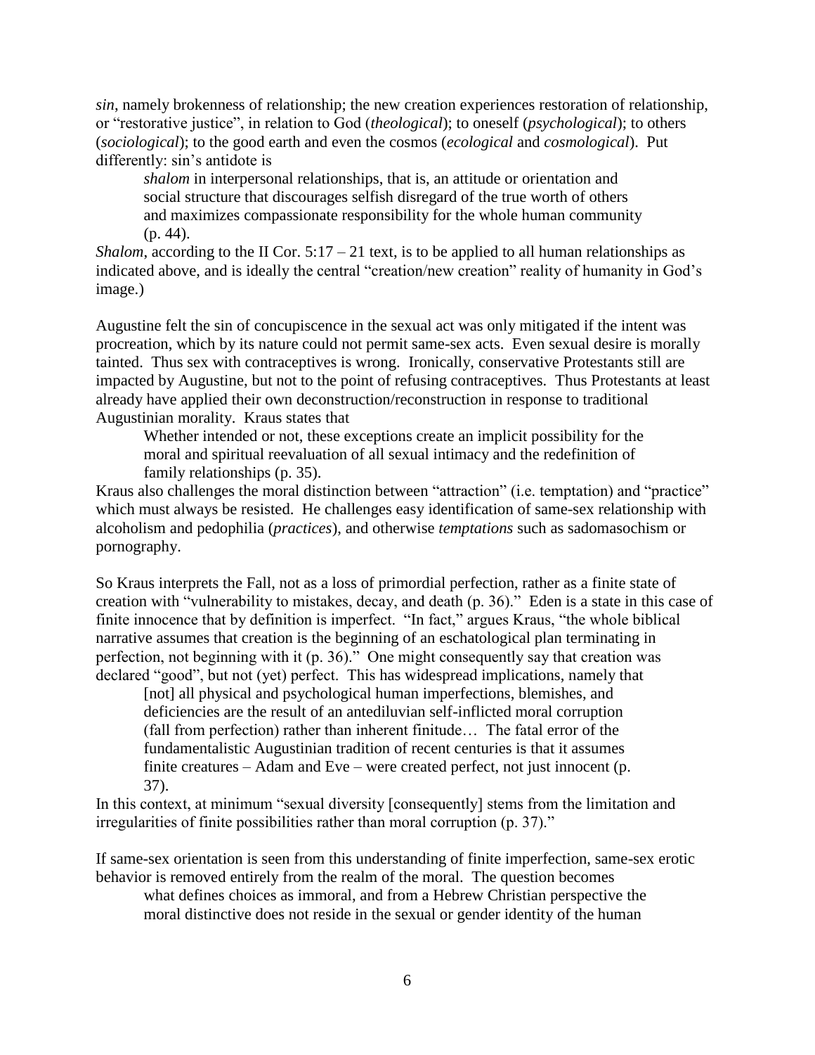*sin*, namely brokenness of relationship; the new creation experiences restoration of relationship, or "restorative justice", in relation to God (*theological*); to oneself (*psychological*); to others (*sociological*); to the good earth and even the cosmos (*ecological* and *cosmological*). Put differently: sin's antidote is

> *shalom* in interpersonal relationships, that is, an attitude or orientation and social structure that discourages selfish disregard of the true worth of others and maximizes compassionate responsibility for the whole human community (p. 44).

*Shalom*, according to the II Cor. 5:17 – 21 text, is to be applied to all human relationships as indicated above, and is ideally the central "creation/new creation" reality of humanity in God's image.)

Augustine felt the sin of concupiscence in the sexual act was only mitigated if the intent was procreation, which by its nature could not permit same-sex acts. Even sexual desire is morally tainted. Thus sex with contraceptives is wrong. Ironically, conservative Protestants still are impacted by Augustine, but not to the point of refusing contraceptives. Thus Protestants at least already have applied their own deconstruction/reconstruction in response to traditional Augustinian morality. Kraus states that

> Whether intended or not, these exceptions create an implicit possibility for the moral and spiritual reevaluation of all sexual intimacy and the redefinition of family relationships (p. 35).

Kraus also challenges the moral distinction between "attraction" (i.e. temptation) and "practice" which must always be resisted. He challenges easy identification of same-sex relationship with alcoholism and pedophilia (*practices*), and otherwise *temptations* such as sadomasochism or pornography.

So Kraus interprets the Fall, not as a loss of primordial perfection, rather as a finite state of creation with "vulnerability to mistakes, decay, and death (p. 36)." Eden is a state in this case of finite innocence that by definition is imperfect. "In fact," argues Kraus, "the whole biblical narrative assumes that creation is the beginning of an eschatological plan terminating in perfection, not beginning with it (p. 36)." One might consequently say that creation was declared "good", but not (yet) perfect. This has widespread implications, namely that

> [not] all physical and psychological human imperfections, blemishes, and deficiencies are the result of an antediluvian self-inflicted moral corruption (fall from perfection) rather than inherent finitude… The fatal error of the fundamentalistic Augustinian tradition of recent centuries is that it assumes finite creatures – Adam and Eve – were created perfect, not just innocent (p. 37).

In this context, at minimum "sexual diversity [consequently] stems from the limitation and irregularities of finite possibilities rather than moral corruption (p. 37)."

If same-sex orientation is seen from this understanding of finite imperfection, same-sex erotic behavior is removed entirely from the realm of the moral. The question becomes

> what defines choices as immoral, and from a Hebrew Christian perspective the moral distinctive does not reside in the sexual or gender identity of the human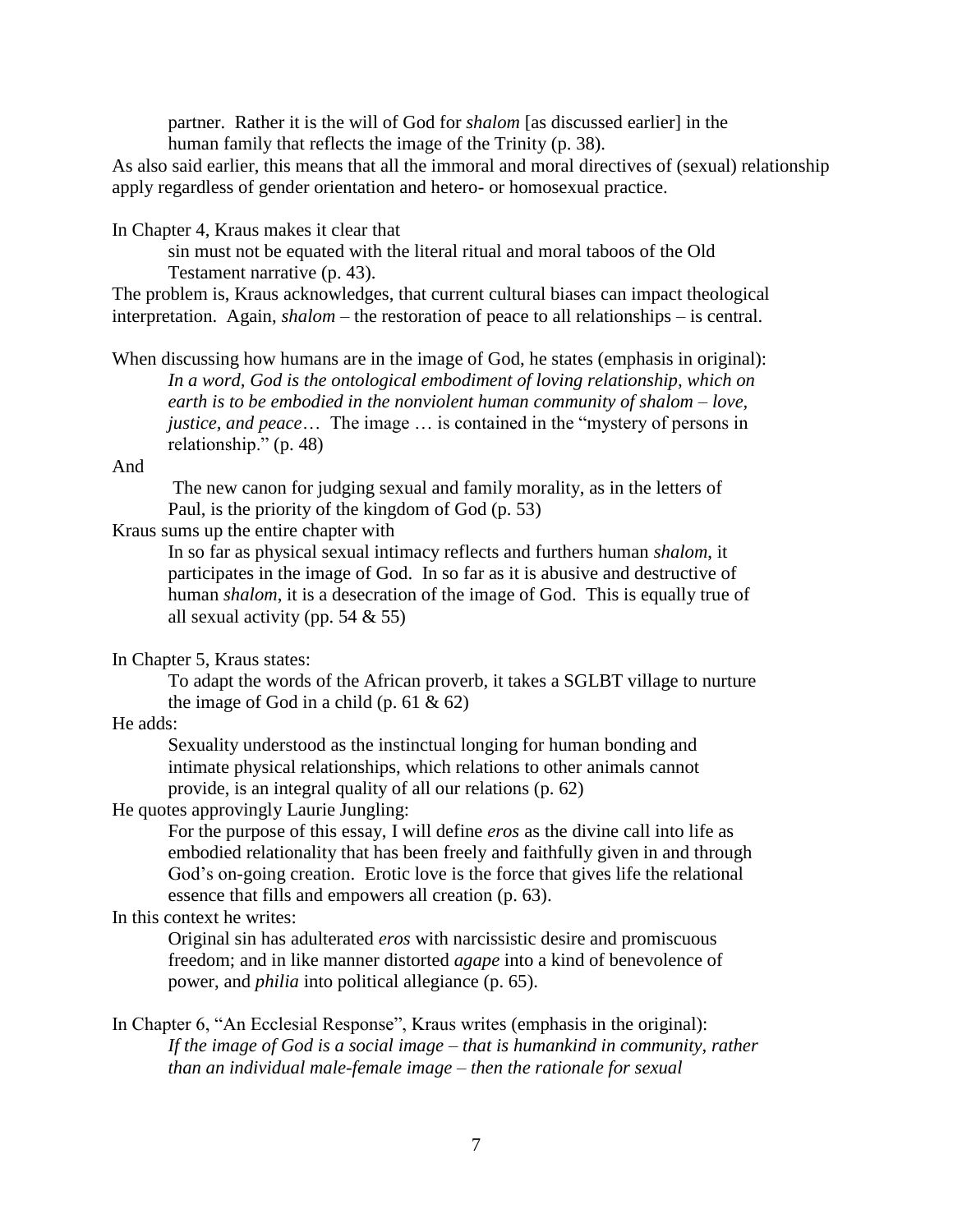> partner. Rather it is the will of God for *shalom* [as discussed earlier] in the human family that reflects the image of the Trinity (p. 38).

As also said earlier, this means that all the immoral and moral directives of (sexual) relationship apply regardless of gender orientation and hetero- or homosexual practice.

In Chapter 4, Kraus makes it clear that

> sin must not be equated with the literal ritual and moral taboos of the Old Testament narrative (p. 43).

The problem is, Kraus acknowledges, that current cultural biases can impact theological interpretation. Again, *shalom* – the restoration of peace to all relationships – is central.

When discussing how humans are in the image of God, he states (emphasis in original):

> *In a word, God is the ontological embodiment of loving relationship, which on earth is to be embodied in the nonviolent human community of shalom – love, justice, and peace*… The image … is contained in the "mystery of persons in relationship." (p. 48)

And

> The new canon for judging sexual and family morality, as in the letters of Paul, is the priority of the kingdom of God (p. 53)

Kraus sums up the entire chapter with

> In so far as physical sexual intimacy reflects and furthers human *shalom*, it participates in the image of God. In so far as it is abusive and destructive of human *shalom*, it is a desecration of the image of God. This is equally true of all sexual activity (pp. 54 & 55)

In Chapter 5, Kraus states:

> To adapt the words of the African proverb, it takes a SGLBT village to nurture the image of God in a child (p. 61 & 62)

He adds:

> Sexuality understood as the instinctual longing for human bonding and intimate physical relationships, which relations to other animals cannot provide, is an integral quality of all our relations (p. 62)

He quotes approvingly Laurie Jungling:

> For the purpose of this essay, I will define *eros* as the divine call into life as embodied relationality that has been freely and faithfully given in and through God's on-going creation. Erotic love is the force that gives life the relational essence that fills and empowers all creation (p. 63).

In this context he writes:

> Original sin has adulterated *eros* with narcissistic desire and promiscuous freedom; and in like manner distorted *agape* into a kind of benevolence of power, and *philia* into political allegiance (p. 65).

In Chapter 6, "An Ecclesial Response", Kraus writes (emphasis in the original):

> *If the image of God is a social image – that is humankind in community, rather than an individual male-female image – then the rationale for sexual*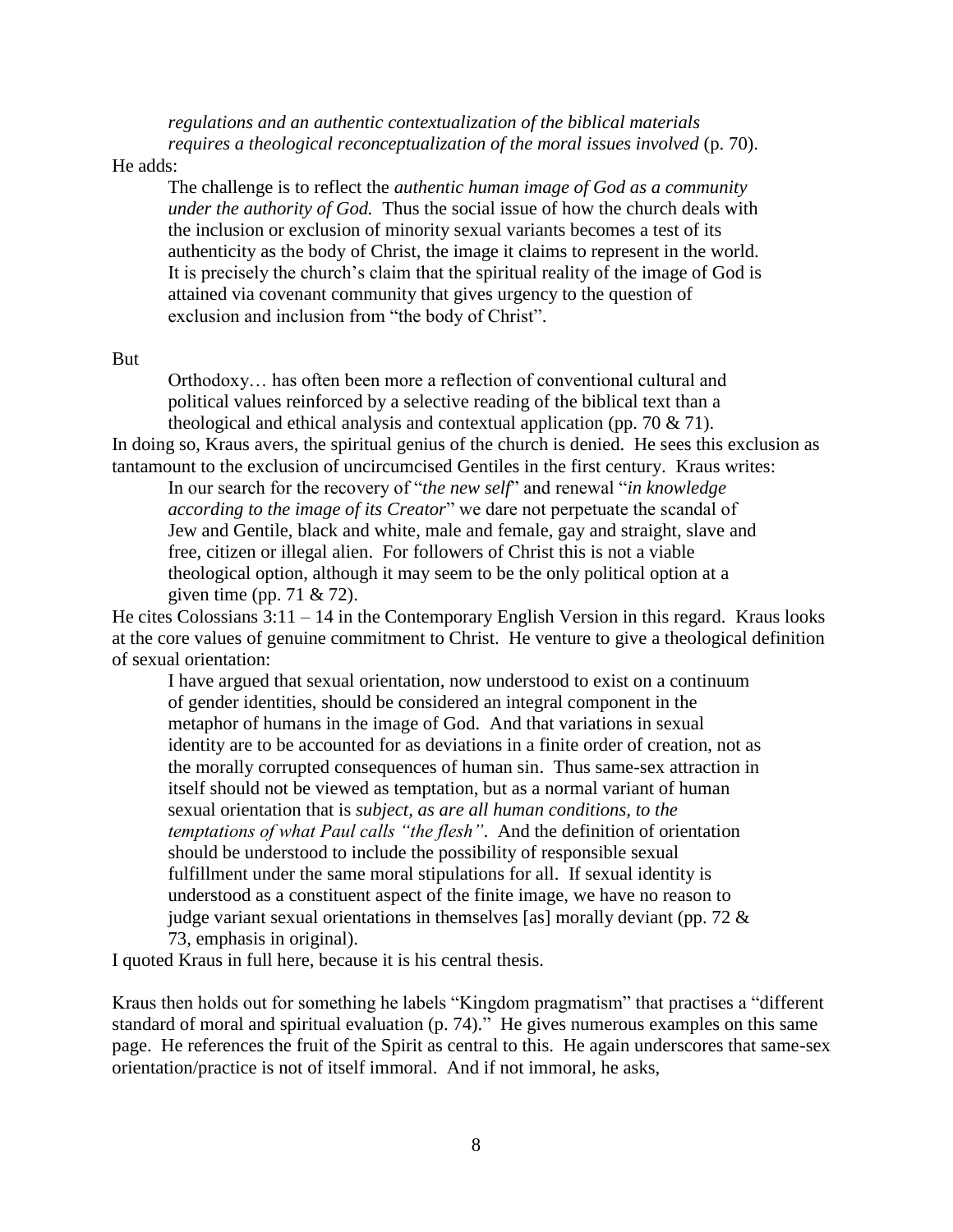> *regulations and an authentic contextualization of the biblical materials requires a theological reconceptualization of the moral issues involved* (p. 70).

He adds:

> The challenge is to reflect the *authentic human image of God as a community under the authority of God.* Thus the social issue of how the church deals with the inclusion or exclusion of minority sexual variants becomes a test of its authenticity as the body of Christ, the image it claims to represent in the world. It is precisely the church's claim that the spiritual reality of the image of God is attained via covenant community that gives urgency to the question of exclusion and inclusion from "the body of Christ".

But

> Orthodoxy… has often been more a reflection of conventional cultural and political values reinforced by a selective reading of the biblical text than a theological and ethical analysis and contextual application (pp. 70 & 71).

In doing so, Kraus avers, the spiritual genius of the church is denied. He sees this exclusion as tantamount to the exclusion of uncircumcised Gentiles in the first century. Kraus writes:

> In our search for the recovery of "*the new self*" and renewal "*in knowledge according to the image of its Creator*" we dare not perpetuate the scandal of Jew and Gentile, black and white, male and female, gay and straight, slave and free, citizen or illegal alien. For followers of Christ this is not a viable theological option, although it may seem to be the only political option at a given time (pp. 71 & 72).

He cites Colossians 3:11 – 14 in the Contemporary English Version in this regard. Kraus looks at the core values of genuine commitment to Christ. He venture to give a theological definition of sexual orientation:

> I have argued that sexual orientation, now understood to exist on a continuum of gender identities, should be considered an integral component in the metaphor of humans in the image of God. And that variations in sexual identity are to be accounted for as deviations in a finite order of creation, not as the morally corrupted consequences of human sin. Thus same-sex attraction in itself should not be viewed as temptation, but as a normal variant of human sexual orientation that is *subject, as are all human conditions, to the temptations of what Paul calls "the flesh"*. And the definition of orientation should be understood to include the possibility of responsible sexual fulfillment under the same moral stipulations for all. If sexual identity is understood as a constituent aspect of the finite image, we have no reason to judge variant sexual orientations in themselves [as] morally deviant (pp. 72 & 73, emphasis in original).

I quoted Kraus in full here, because it is his central thesis.

Kraus then holds out for something he labels "Kingdom pragmatism" that practises a "different standard of moral and spiritual evaluation (p. 74)." He gives numerous examples on this same page. He references the fruit of the Spirit as central to this. He again underscores that same-sex orientation/practice is not of itself immoral. And if not immoral, he asks,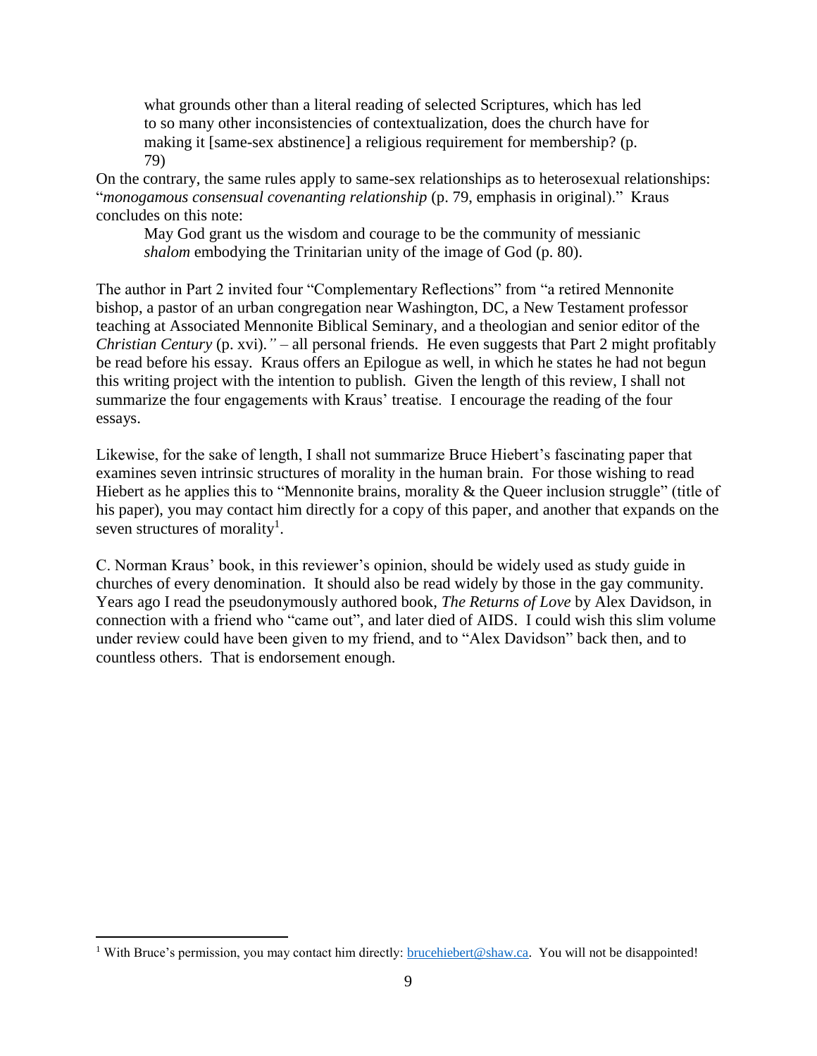> what grounds other than a literal reading of selected Scriptures, which has led to so many other inconsistencies of contextualization, does the church have for making it [same-sex abstinence] a religious requirement for membership? (p. 79)

On the contrary, the same rules apply to same-sex relationships as to heterosexual relationships: "*monogamous consensual covenanting relationship* (p. 79, emphasis in original)." Kraus concludes on this note:

> May God grant us the wisdom and courage to be the community of messianic *shalom* embodying the Trinitarian unity of the image of God (p. 80).

The author in Part 2 invited four "Complementary Reflections" from "a retired Mennonite bishop, a pastor of an urban congregation near Washington, DC, a New Testament professor teaching at Associated Mennonite Biblical Seminary, and a theologian and senior editor of the *Christian Century* (p. xvi)." – all personal friends. He even suggests that Part 2 might profitably be read before his essay. Kraus offers an Epilogue as well, in which he states he had not begun this writing project with the intention to publish. Given the length of this review, I shall not summarize the four engagements with Kraus' treatise. I encourage the reading of the four essays.

Likewise, for the sake of length, I shall not summarize Bruce Hiebert's fascinating paper that examines seven intrinsic structures of morality in the human brain. For those wishing to read Hiebert as he applies this to "Mennonite brains, morality & the Queer inclusion struggle" (title of his paper), you may contact him directly for a copy of this paper, and another that expands on the seven structures of morality[1].

C. Norman Kraus' book, in this reviewer's opinion, should be widely used as study guide in churches of every denomination. It should also be read widely by those in the gay community. Years ago I read the pseudonymously authored book, *The Returns of Love* by Alex Davidson, in connection with a friend who "came out", and later died of AIDS. I could wish this slim volume under review could have been given to my friend, and to "Alex Davidson" back then, and to countless others. That is endorsement enough.

---

[1] With Bruce's permission, you may contact him directly: brucehiebert@shaw.ca. You will not be disappointed!